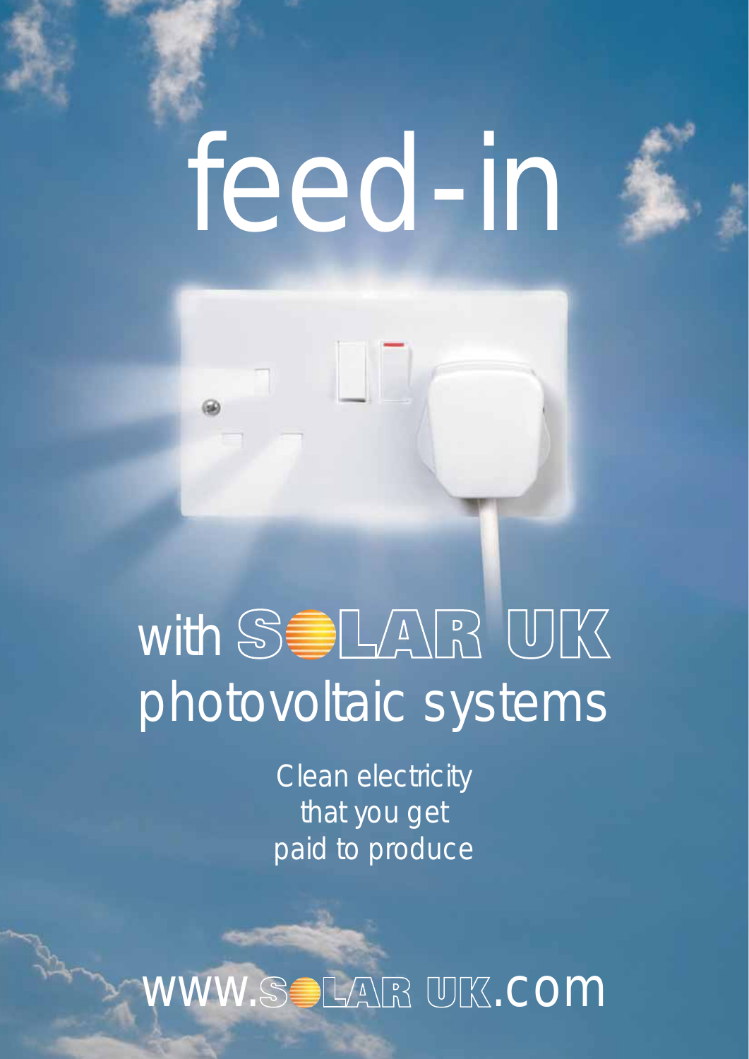# feed-in

## with SOLAR UK photovoltaic systems

Clean electricity
that you get
paid to produce

www.SOLAR UK.com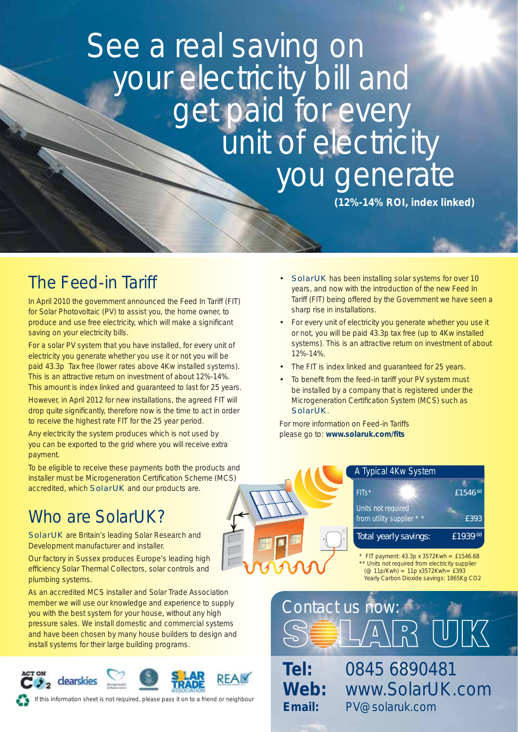# See a real saving on your electricity bill and get paid for every unit of electricity you generate

**(12%-14% ROI, index linked)**

## The Feed-in Tariff

In April 2010 the government announced the Feed In Tariff (FIT) for Solar Photovoltaic (PV) to assist you, the home owner, to produce and use free electricity, which will make a significant saving on your electricity bills.

For a solar PV system that you have installed, for every unit of electricity you generate whether you use it or not you will be paid 43.3p Tax free (lower rates above 4Kw installed systems). This is an attractive return on investment of about 12%-14%. This amount is index linked and guaranteed to last for 25 years.

However, in April 2012 for new installations, the agreed FIT will drop quite significantly, therefore now is the time to act in order to receive the highest rate FIT for the 25 year period.

Any electricity the system produces which is not used by you can be exported to the grid where you will receive extra payment.

To be eligible to receive these payments both the products and installer must be Microgeneration Certification Scheme (MCS) accredited, which SolarUK and our products are.

## Who are SolarUK?

SolarUK are Britain's leading Solar Research and Development manufacturer and installer.

Our factory in Sussex produces Europe's leading high efficiency Solar Thermal Collectors, solar controls and plumbing systems.

As an accredited MCS installer and Solar Trade Association member we will use our knowledge and experience to supply you with the best system for your house, without any high pressure sales. We install domestic and commercial systems and have been chosen by many house builders to design and install systems for their large building programs.

- SolarUK has been installing solar systems for over 10 years, and now with the introduction of the new Feed In Tariff (FIT) being offered by the Government we have seen a sharp rise in installations.
- For every unit of electricity you generate whether you use it or not, you will be paid 43.3p tax free (up to 4Kw installed systems). This is an attractive return on investment of about 12%-14%.
- The FIT is index linked and guaranteed for 25 years.
- To benefit from the feed-in tariff your PV system must be installed by a company that is registered under the Microgeneration Certification System (MCS) such as SolarUK.

For more information on Feed-in Tariffs please go to: **www.solaruk.com/fits**

| A Typical 4Kw System | |
|---|---|
| FITs* | £1546.68 |
| Units not required from utility supplier ** | £393 |
| Total yearly savings: | £1939.68 |

\* FIT payment: 43.3p x 3572Kwh = £1546.68
** Units not required from electricity supplier (@ 11p/Kwh) = 11p x3572Kwh= £393
Yearly Carbon Dioxide savings: 1865Kg CO2

## Contact us now:

SOLAR UK

**Tel:** 0845 6890481
**Web:** www.SolarUK.com
**Email:** PV@solaruk.com

Act on $CO_2$ clearskies Solar Trade Association REA

If this information sheet is not required, please pass it on to a friend or neighbour